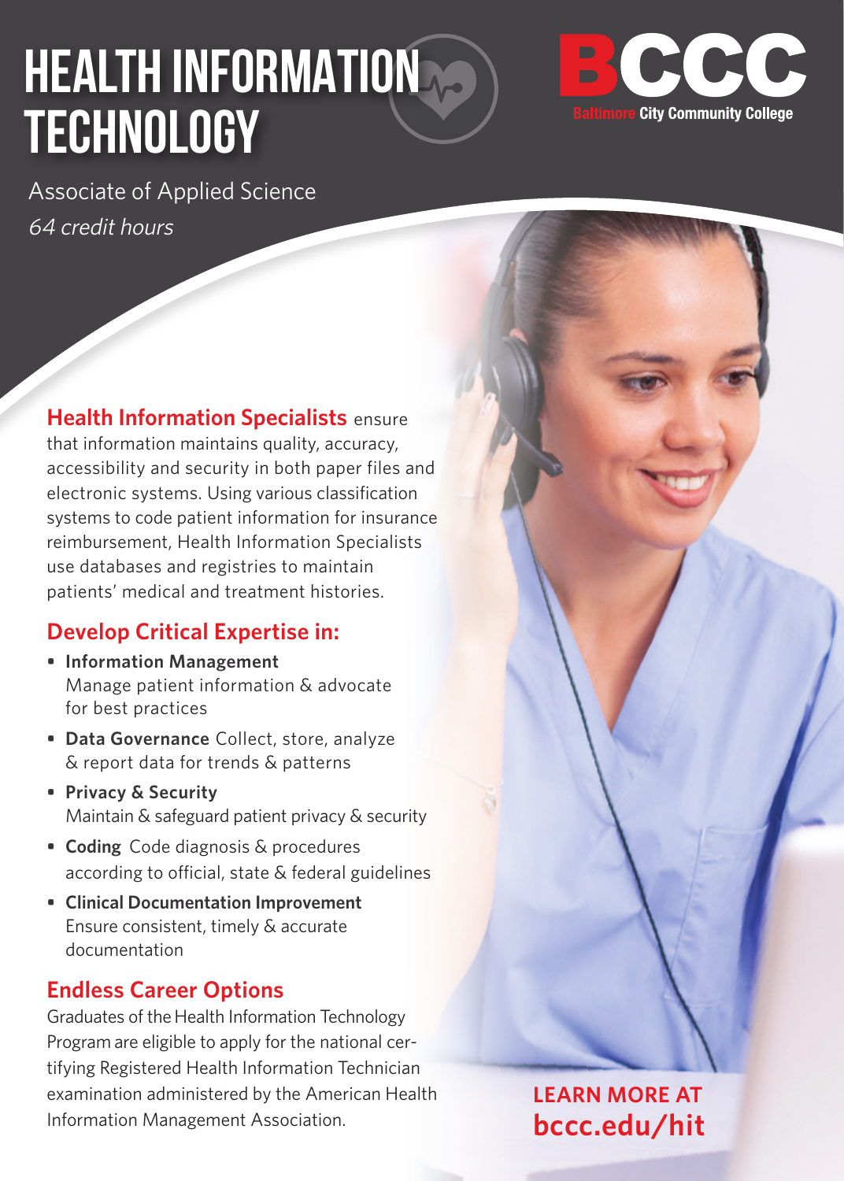# HEALTH INFORMATION TECHNOLOGY

BCCC
Baltimore City Community College

Associate of Applied Science
*64 credit hours*

**Health Information Specialists** ensure that information maintains quality, accuracy, accessibility and security in both paper files and electronic systems. Using various classification systems to code patient information for insurance reimbursement, Health Information Specialists use databases and registries to maintain patients' medical and treatment histories.

## Develop Critical Expertise in:

- **Information Management** Manage patient information & advocate for best practices
- **Data Governance** Collect, store, analyze & report data for trends & patterns
- **Privacy & Security** Maintain & safeguard patient privacy & security
- **Coding** Code diagnosis & procedures according to official, state & federal guidelines
- **Clinical Documentation Improvement** Ensure consistent, timely & accurate documentation

## Endless Career Options

Graduates of the Health Information Technology Program are eligible to apply for the national certifying Registered Health Information Technician examination administered by the American Health Information Management Association.

LEARN MORE AT
**bccc.edu/hit**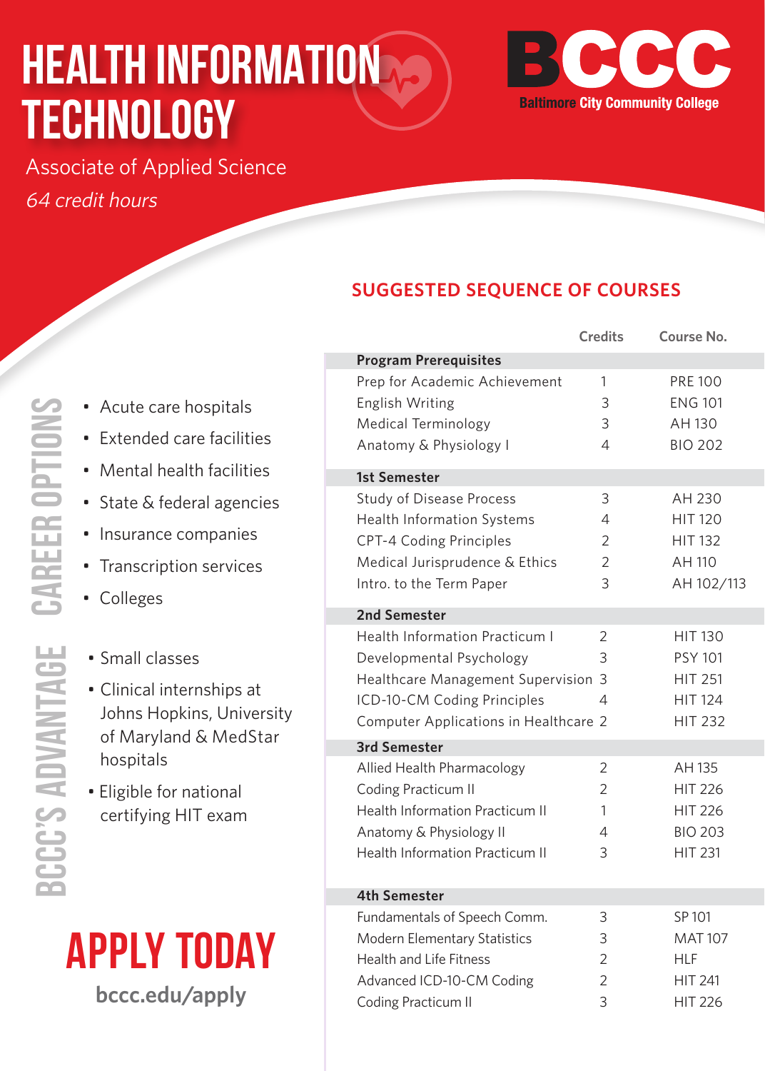# HEALTH INFORMATION TECHNOLOGY

**BCCC** Baltimore City Community College

Associate of Applied Science

*64 credit hours*

## CAREER OPTIONS

- Acute care hospitals
- Extended care facilities
- Mental health facilities
- State & federal agencies
- Insurance companies
- Transcription services
- Colleges

## BCCC'S ADVANTAGE

- Small classes
- Clinical internships at Johns Hopkins, University of Maryland & MedStar hospitals
- Eligible for national certifying HIT exam

## APPLY TODAY

**bccc.edu/apply**

## SUGGESTED SEQUENCE OF COURSES

| | Credits | Course No. |
|---|---|---|
| **Program Prerequisites** | | |
| Prep for Academic Achievement | 1 | PRE 100 |
| English Writing | 3 | ENG 101 |
| Medical Terminology | 3 | AH 130 |
| Anatomy & Physiology I | 4 | BIO 202 |
| **1st Semester** | | |
| Study of Disease Process | 3 | AH 230 |
| Health Information Systems | 4 | HIT 120 |
| CPT-4 Coding Principles | 2 | HIT 132 |
| Medical Jurisprudence & Ethics | 2 | AH 110 |
| Intro. to the Term Paper | 3 | AH 102/113 |
| **2nd Semester** | | |
| Health Information Practicum I | 2 | HIT 130 |
| Developmental Psychology | 3 | PSY 101 |
| Healthcare Management Supervision | 3 | HIT 251 |
| ICD-10-CM Coding Principles | 4 | HIT 124 |
| Computer Applications in Healthcare | 2 | HIT 232 |
| **3rd Semester** | | |
| Allied Health Pharmacology | 2 | AH 135 |
| Coding Practicum II | 2 | HIT 226 |
| Health Information Practicum II | 1 | HIT 226 |
| Anatomy & Physiology II | 4 | BIO 203 |
| Health Information Practicum II | 3 | HIT 231 |
| **4th Semester** | | |
| Fundamentals of Speech Comm. | 3 | SP 101 |
| Modern Elementary Statistics | 3 | MAT 107 |
| Health and Life Fitness | 2 | HLF |
| Advanced ICD-10-CM Coding | 2 | HIT 241 |
| Coding Practicum II | 3 | HIT 226 |